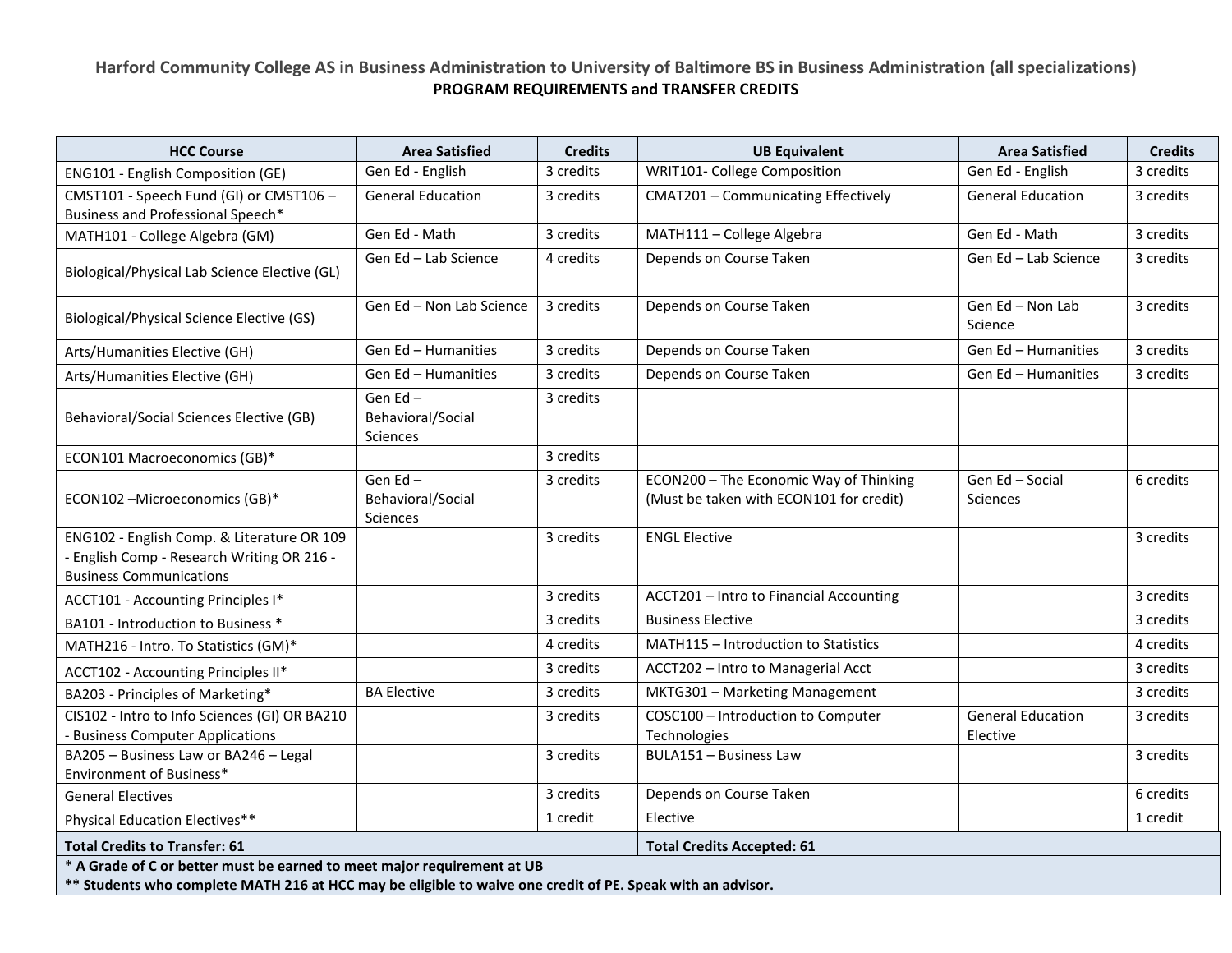## Harford Community College AS in Business Administration to University of Baltimore BS in Business Administration (all specializations)

**PROGRAM REQUIREMENTS and TRANSFER CREDITS**

| HCC Course | Area Satisfied | Credits | UB Equivalent | Area Satisfied | Credits |
|---|---|---|---|---|---|
| ENG101 - English Composition (GE) | Gen Ed - English | 3 credits | WRIT101- College Composition | Gen Ed - English | 3 credits |
| CMST101 - Speech Fund (GI) or CMST106 – Business and Professional Speech* | General Education | 3 credits | CMAT201 – Communicating Effectively | General Education | 3 credits |
| MATH101 - College Algebra (GM) | Gen Ed - Math | 3 credits | MATH111 – College Algebra | Gen Ed - Math | 3 credits |
| Biological/Physical Lab Science Elective (GL) | Gen Ed – Lab Science | 4 credits | Depends on Course Taken | Gen Ed – Lab Science | 3 credits |
| Biological/Physical Science Elective (GS) | Gen Ed – Non Lab Science | 3 credits | Depends on Course Taken | Gen Ed – Non Lab Science | 3 credits |
| Arts/Humanities Elective (GH) | Gen Ed – Humanities | 3 credits | Depends on Course Taken | Gen Ed – Humanities | 3 credits |
| Arts/Humanities Elective (GH) | Gen Ed – Humanities | 3 credits | Depends on Course Taken | Gen Ed – Humanities | 3 credits |
| Behavioral/Social Sciences Elective (GB) | Gen Ed – Behavioral/Social Sciences | 3 credits | | | |
| ECON101 Macroeconomics (GB)* | | 3 credits | | | |
| ECON102 –Microeconomics (GB)* | Gen Ed – Behavioral/Social Sciences | 3 credits | ECON200 – The Economic Way of Thinking (Must be taken with ECON101 for credit) | Gen Ed – Social Sciences | 6 credits |
| ENG102 - English Comp. & Literature OR 109 - English Comp - Research Writing OR 216 - Business Communications | | 3 credits | ENGL Elective | | 3 credits |
| ACCT101 - Accounting Principles I* | | 3 credits | ACCT201 – Intro to Financial Accounting | | 3 credits |
| BA101 - Introduction to Business * | | 3 credits | Business Elective | | 3 credits |
| MATH216 - Intro. To Statistics (GM)* | | 4 credits | MATH115 – Introduction to Statistics | | 4 credits |
| ACCT102 - Accounting Principles II* | | 3 credits | ACCT202 – Intro to Managerial Acct | | 3 credits |
| BA203 - Principles of Marketing* | BA Elective | 3 credits | MKTG301 – Marketing Management | | 3 credits |
| CIS102 - Intro to Info Sciences (GI) OR BA210 - Business Computer Applications | | 3 credits | COSC100 – Introduction to Computer Technologies | General Education Elective | 3 credits |
| BA205 – Business Law or BA246 – Legal Environment of Business* | | 3 credits | BULA151 – Business Law | | 3 credits |
| General Electives | | 3 credits | Depends on Course Taken | | 6 credits |
| Physical Education Electives** | | 1 credit | Elective | | 1 credit |
| **Total Credits to Transfer: 61** | | | **Total Credits Accepted: 61** | | |

**\* A Grade of C or better must be earned to meet major requirement at UB**

**\*\* Students who complete MATH 216 at HCC may be eligible to waive one credit of PE. Speak with an advisor.**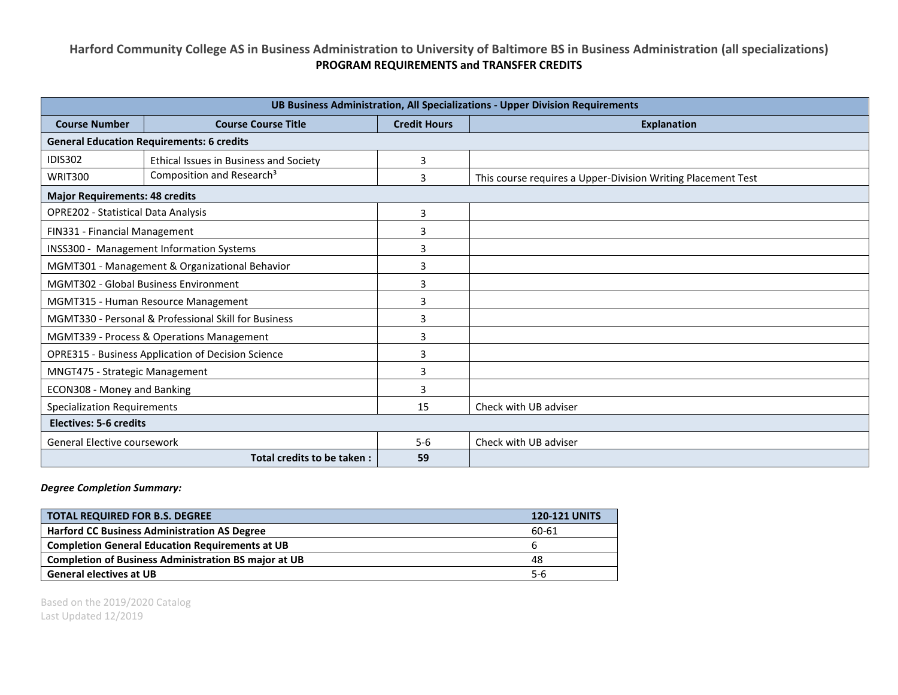## Harford Community College AS in Business Administration to University of Baltimore BS in Business Administration (all specializations)

### PROGRAM REQUIREMENTS and TRANSFER CREDITS

| UB Business Administration, All Specializations - Upper Division Requirements | | | |
|---|---|---|---|
| **Course Number** | **Course Course Title** | **Credit Hours** | **Explanation** |
| **General Education Requirements: 6 credits** | | | |
| IDIS302 | Ethical Issues in Business and Society | 3 | |
| WRIT300 | Composition and Research[3] | 3 | This course requires a Upper-Division Writing Placement Test |
| **Major Requirements: 48 credits** | | | |
| OPRE202 - Statistical Data Analysis | | 3 | |
| FIN331 - Financial Management | | 3 | |
| INSS300 - Management Information Systems | | 3 | |
| MGMT301 - Management & Organizational Behavior | | 3 | |
| MGMT302 - Global Business Environment | | 3 | |
| MGMT315 - Human Resource Management | | 3 | |
| MGMT330 - Personal & Professional Skill for Business | | 3 | |
| MGMT339 - Process & Operations Management | | 3 | |
| OPRE315 - Business Application of Decision Science | | 3 | |
| MNGT475 - Strategic Management | | 3 | |
| ECON308 - Money and Banking | | 3 | |
| Specialization Requirements | | 15 | Check with UB adviser |
| **Electives: 5-6 credits** | | | |
| General Elective coursework | | 5-6 | Check with UB adviser |
| | **Total credits to be taken :** | **59** | |

***Degree Completion Summary:***

| **TOTAL REQUIRED FOR B.S. DEGREE** | **120-121 UNITS** |
|---|---|
| **Harford CC Business Administration AS Degree** | 60-61 |
| **Completion General Education Requirements at UB** | 6 |
| **Completion of Business Administration BS major at UB** | 48 |
| **General electives at UB** | 5-6 |

Based on the 2019/2020 Catalog
Last Updated 12/2019